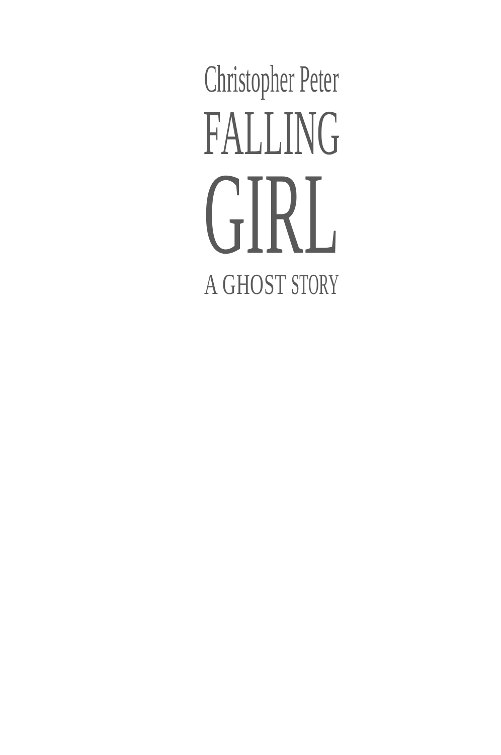Christopher Peter

# FALLING GIRL

A GHOST STORY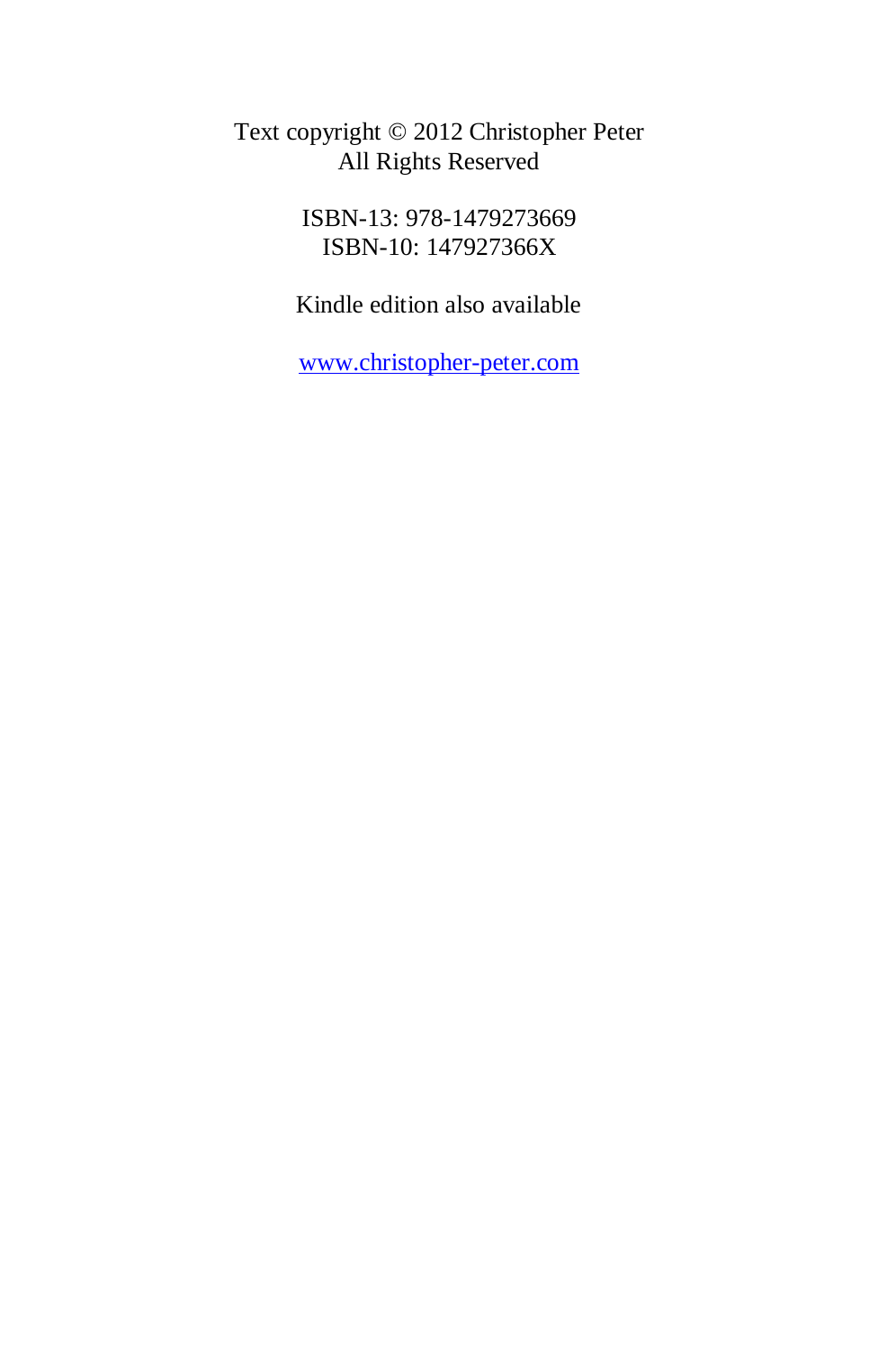Text copyright © 2012 Christopher Peter
All Rights Reserved

ISBN-13: 978-1479273669
ISBN-10: 147927366X

Kindle edition also available

www.christopher-peter.com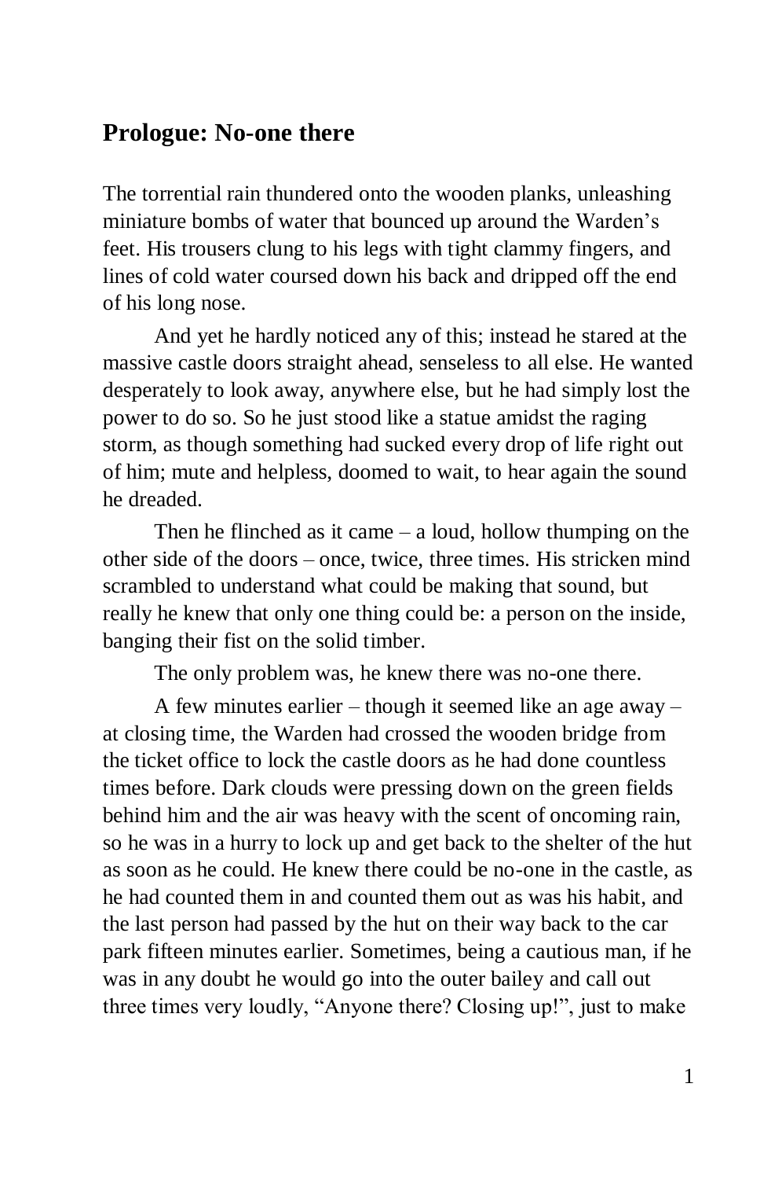## Prologue: No-one there

The torrential rain thundered onto the wooden planks, unleashing miniature bombs of water that bounced up around the Warden's feet. His trousers clung to his legs with tight clammy fingers, and lines of cold water coursed down his back and dripped off the end of his long nose.

And yet he hardly noticed any of this; instead he stared at the massive castle doors straight ahead, senseless to all else. He wanted desperately to look away, anywhere else, but he had simply lost the power to do so. So he just stood like a statue amidst the raging storm, as though something had sucked every drop of life right out of him; mute and helpless, doomed to wait, to hear again the sound he dreaded.

Then he flinched as it came – a loud, hollow thumping on the other side of the doors – once, twice, three times. His stricken mind scrambled to understand what could be making that sound, but really he knew that only one thing could be: a person on the inside, banging their fist on the solid timber.

The only problem was, he knew there was no-one there.

A few minutes earlier – though it seemed like an age away – at closing time, the Warden had crossed the wooden bridge from the ticket office to lock the castle doors as he had done countless times before. Dark clouds were pressing down on the green fields behind him and the air was heavy with the scent of oncoming rain, so he was in a hurry to lock up and get back to the shelter of the hut as soon as he could. He knew there could be no-one in the castle, as he had counted them in and counted them out as was his habit, and the last person had passed by the hut on their way back to the car park fifteen minutes earlier. Sometimes, being a cautious man, if he was in any doubt he would go into the outer bailey and call out three times very loudly, "Anyone there? Closing up!", just to make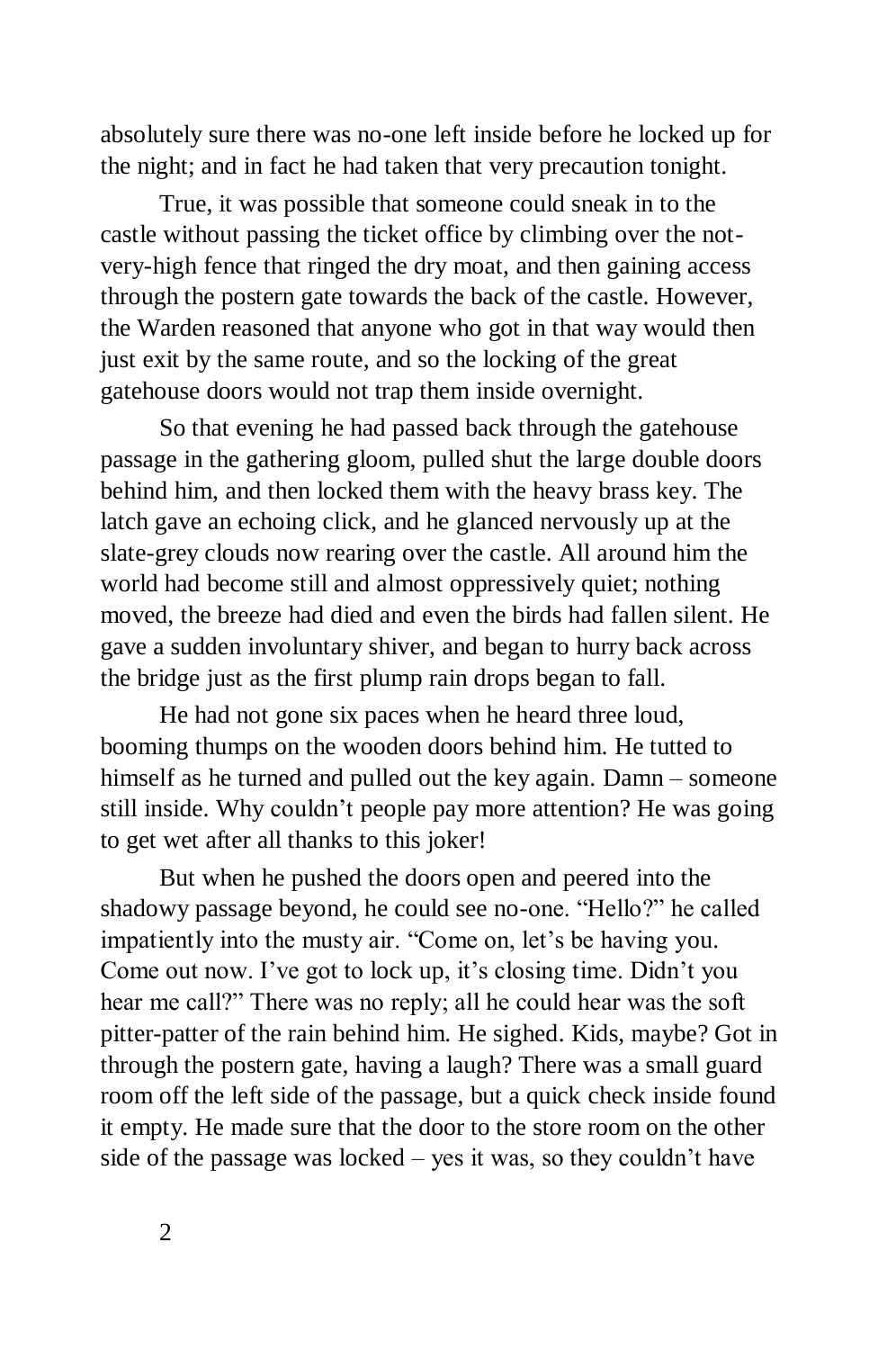absolutely sure there was no-one left inside before he locked up for the night; and in fact he had taken that very precaution tonight.

True, it was possible that someone could sneak in to the castle without passing the ticket office by climbing over the not-very-high fence that ringed the dry moat, and then gaining access through the postern gate towards the back of the castle. However, the Warden reasoned that anyone who got in that way would then just exit by the same route, and so the locking of the great gatehouse doors would not trap them inside overnight.

So that evening he had passed back through the gatehouse passage in the gathering gloom, pulled shut the large double doors behind him, and then locked them with the heavy brass key. The latch gave an echoing click, and he glanced nervously up at the slate-grey clouds now rearing over the castle. All around him the world had become still and almost oppressively quiet; nothing moved, the breeze had died and even the birds had fallen silent. He gave a sudden involuntary shiver, and began to hurry back across the bridge just as the first plump rain drops began to fall.

He had not gone six paces when he heard three loud, booming thumps on the wooden doors behind him. He tutted to himself as he turned and pulled out the key again. Damn – someone still inside. Why couldn't people pay more attention? He was going to get wet after all thanks to this joker!

But when he pushed the doors open and peered into the shadowy passage beyond, he could see no-one. "Hello?" he called impatiently into the musty air. "Come on, let's be having you. Come out now. I've got to lock up, it's closing time. Didn't you hear me call?" There was no reply; all he could hear was the soft pitter-patter of the rain behind him. He sighed. Kids, maybe? Got in through the postern gate, having a laugh? There was a small guard room off the left side of the passage, but a quick check inside found it empty. He made sure that the door to the store room on the other side of the passage was locked – yes it was, so they couldn't have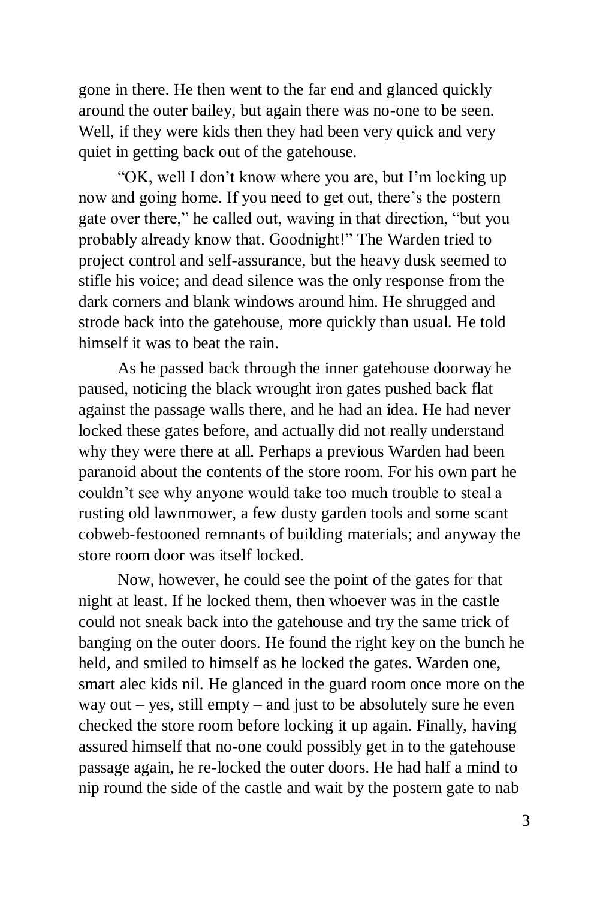gone in there. He then went to the far end and glanced quickly around the outer bailey, but again there was no-one to be seen. Well, if they were kids then they had been very quick and very quiet in getting back out of the gatehouse.

"OK, well I don't know where you are, but I'm locking up now and going home. If you need to get out, there's the postern gate over there," he called out, waving in that direction, "but you probably already know that. Goodnight!" The Warden tried to project control and self-assurance, but the heavy dusk seemed to stifle his voice; and dead silence was the only response from the dark corners and blank windows around him. He shrugged and strode back into the gatehouse, more quickly than usual. He told himself it was to beat the rain.

As he passed back through the inner gatehouse doorway he paused, noticing the black wrought iron gates pushed back flat against the passage walls there, and he had an idea. He had never locked these gates before, and actually did not really understand why they were there at all. Perhaps a previous Warden had been paranoid about the contents of the store room. For his own part he couldn't see why anyone would take too much trouble to steal a rusting old lawnmower, a few dusty garden tools and some scant cobweb-festooned remnants of building materials; and anyway the store room door was itself locked.

Now, however, he could see the point of the gates for that night at least. If he locked them, then whoever was in the castle could not sneak back into the gatehouse and try the same trick of banging on the outer doors. He found the right key on the bunch he held, and smiled to himself as he locked the gates. Warden one, smart alec kids nil. He glanced in the guard room once more on the way out – yes, still empty – and just to be absolutely sure he even checked the store room before locking it up again. Finally, having assured himself that no-one could possibly get in to the gatehouse passage again, he re-locked the outer doors. He had half a mind to nip round the side of the castle and wait by the postern gate to nab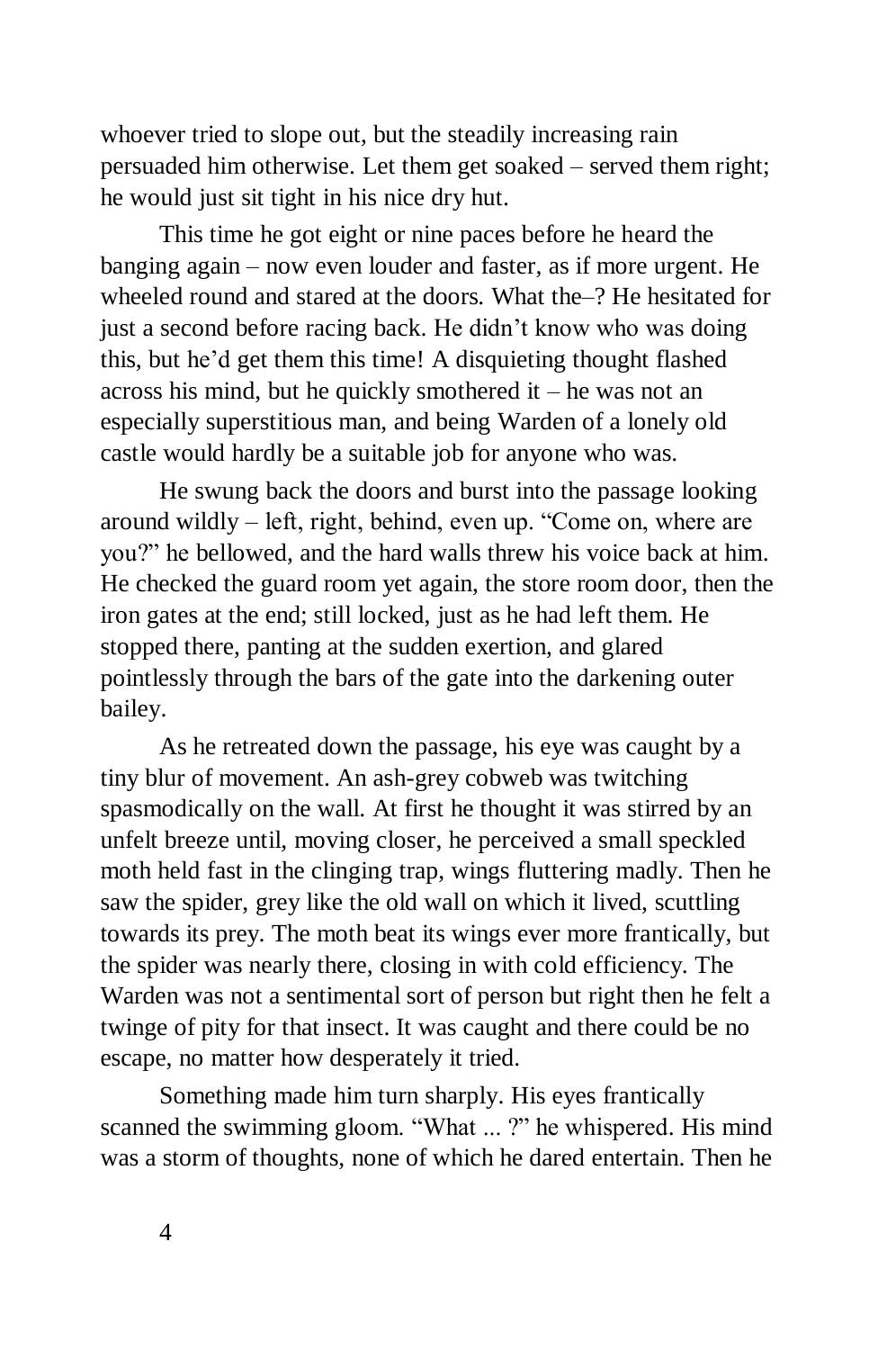whoever tried to slope out, but the steadily increasing rain persuaded him otherwise. Let them get soaked – served them right; he would just sit tight in his nice dry hut.

This time he got eight or nine paces before he heard the banging again – now even louder and faster, as if more urgent. He wheeled round and stared at the doors. What the–? He hesitated for just a second before racing back. He didn't know who was doing this, but he'd get them this time! A disquieting thought flashed across his mind, but he quickly smothered it – he was not an especially superstitious man, and being Warden of a lonely old castle would hardly be a suitable job for anyone who was.

He swung back the doors and burst into the passage looking around wildly – left, right, behind, even up. "Come on, where are you?" he bellowed, and the hard walls threw his voice back at him. He checked the guard room yet again, the store room door, then the iron gates at the end; still locked, just as he had left them. He stopped there, panting at the sudden exertion, and glared pointlessly through the bars of the gate into the darkening outer bailey.

As he retreated down the passage, his eye was caught by a tiny blur of movement. An ash-grey cobweb was twitching spasmodically on the wall. At first he thought it was stirred by an unfelt breeze until, moving closer, he perceived a small speckled moth held fast in the clinging trap, wings fluttering madly. Then he saw the spider, grey like the old wall on which it lived, scuttling towards its prey. The moth beat its wings ever more frantically, but the spider was nearly there, closing in with cold efficiency. The Warden was not a sentimental sort of person but right then he felt a twinge of pity for that insect. It was caught and there could be no escape, no matter how desperately it tried.

Something made him turn sharply. His eyes frantically scanned the swimming gloom. "What ... ?" he whispered. His mind was a storm of thoughts, none of which he dared entertain. Then he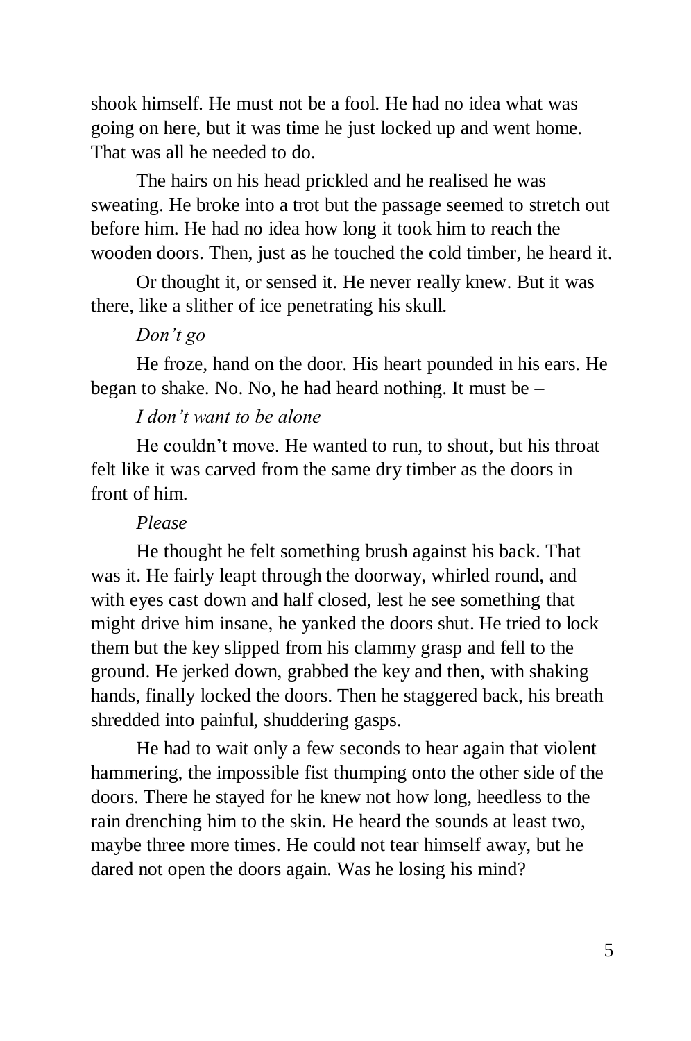shook himself. He must not be a fool. He had no idea what was going on here, but it was time he just locked up and went home. That was all he needed to do.

The hairs on his head prickled and he realised he was sweating. He broke into a trot but the passage seemed to stretch out before him. He had no idea how long it took him to reach the wooden doors. Then, just as he touched the cold timber, he heard it.

Or thought it, or sensed it. He never really knew. But it was there, like a slither of ice penetrating his skull.

*Don't go*

He froze, hand on the door. His heart pounded in his ears. He began to shake. No. No, he had heard nothing. It must be –

*I don't want to be alone*

He couldn't move. He wanted to run, to shout, but his throat felt like it was carved from the same dry timber as the doors in front of him.

*Please*

He thought he felt something brush against his back. That was it. He fairly leapt through the doorway, whirled round, and with eyes cast down and half closed, lest he see something that might drive him insane, he yanked the doors shut. He tried to lock them but the key slipped from his clammy grasp and fell to the ground. He jerked down, grabbed the key and then, with shaking hands, finally locked the doors. Then he staggered back, his breath shredded into painful, shuddering gasps.

He had to wait only a few seconds to hear again that violent hammering, the impossible fist thumping onto the other side of the doors. There he stayed for he knew not how long, heedless to the rain drenching him to the skin. He heard the sounds at least two, maybe three more times. He could not tear himself away, but he dared not open the doors again. Was he losing his mind?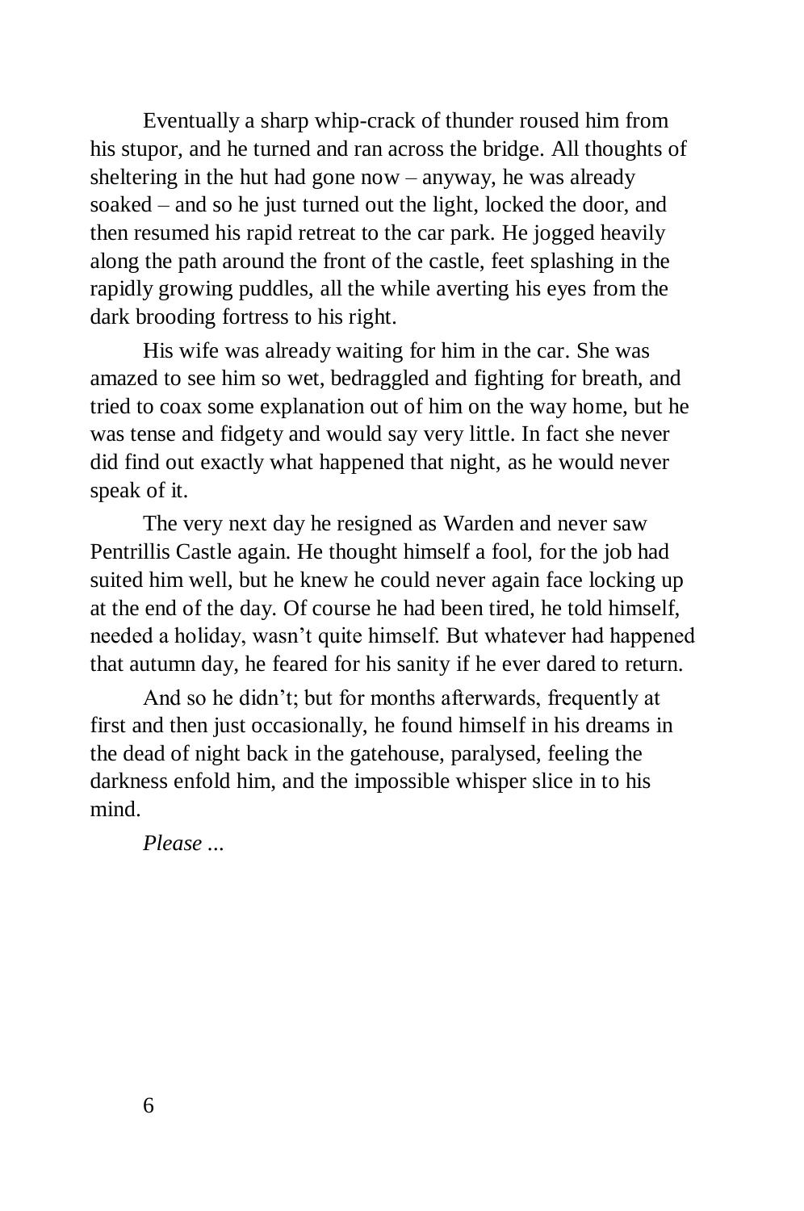Eventually a sharp whip-crack of thunder roused him from his stupor, and he turned and ran across the bridge. All thoughts of sheltering in the hut had gone now – anyway, he was already soaked – and so he just turned out the light, locked the door, and then resumed his rapid retreat to the car park. He jogged heavily along the path around the front of the castle, feet splashing in the rapidly growing puddles, all the while averting his eyes from the dark brooding fortress to his right.

His wife was already waiting for him in the car. She was amazed to see him so wet, bedraggled and fighting for breath, and tried to coax some explanation out of him on the way home, but he was tense and fidgety and would say very little. In fact she never did find out exactly what happened that night, as he would never speak of it.

The very next day he resigned as Warden and never saw Pentrillis Castle again. He thought himself a fool, for the job had suited him well, but he knew he could never again face locking up at the end of the day. Of course he had been tired, he told himself, needed a holiday, wasn't quite himself. But whatever had happened that autumn day, he feared for his sanity if he ever dared to return.

And so he didn't; but for months afterwards, frequently at first and then just occasionally, he found himself in his dreams in the dead of night back in the gatehouse, paralysed, feeling the darkness enfold him, and the impossible whisper slice in to his mind.

*Please ...*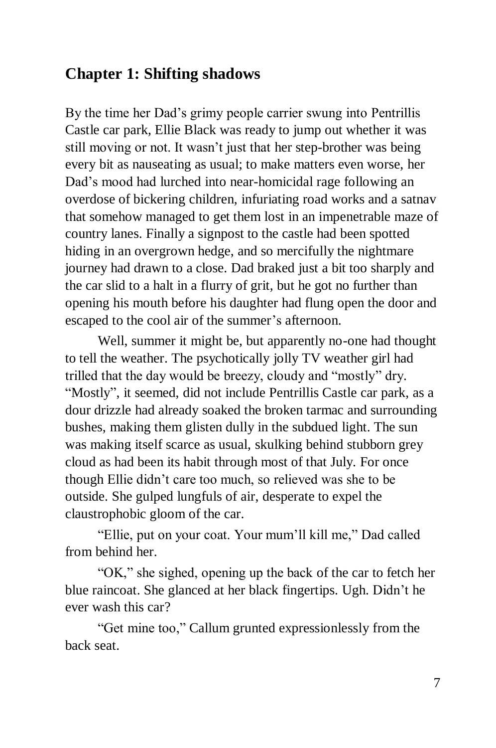## Chapter 1: Shifting shadows

By the time her Dad's grimy people carrier swung into Pentrillis Castle car park, Ellie Black was ready to jump out whether it was still moving or not. It wasn't just that her step-brother was being every bit as nauseating as usual; to make matters even worse, her Dad's mood had lurched into near-homicidal rage following an overdose of bickering children, infuriating road works and a satnav that somehow managed to get them lost in an impenetrable maze of country lanes. Finally a signpost to the castle had been spotted hiding in an overgrown hedge, and so mercifully the nightmare journey had drawn to a close. Dad braked just a bit too sharply and the car slid to a halt in a flurry of grit, but he got no further than opening his mouth before his daughter had flung open the door and escaped to the cool air of the summer's afternoon.

Well, summer it might be, but apparently no-one had thought to tell the weather. The psychotically jolly TV weather girl had trilled that the day would be breezy, cloudy and "mostly" dry. "Mostly", it seemed, did not include Pentrillis Castle car park, as a dour drizzle had already soaked the broken tarmac and surrounding bushes, making them glisten dully in the subdued light. The sun was making itself scarce as usual, skulking behind stubborn grey cloud as had been its habit through most of that July. For once though Ellie didn't care too much, so relieved was she to be outside. She gulped lungfuls of air, desperate to expel the claustrophobic gloom of the car.

"Ellie, put on your coat. Your mum'll kill me," Dad called from behind her.

"OK," she sighed, opening up the back of the car to fetch her blue raincoat. She glanced at her black fingertips. Ugh. Didn't he ever wash this car?

"Get mine too," Callum grunted expressionlessly from the back seat.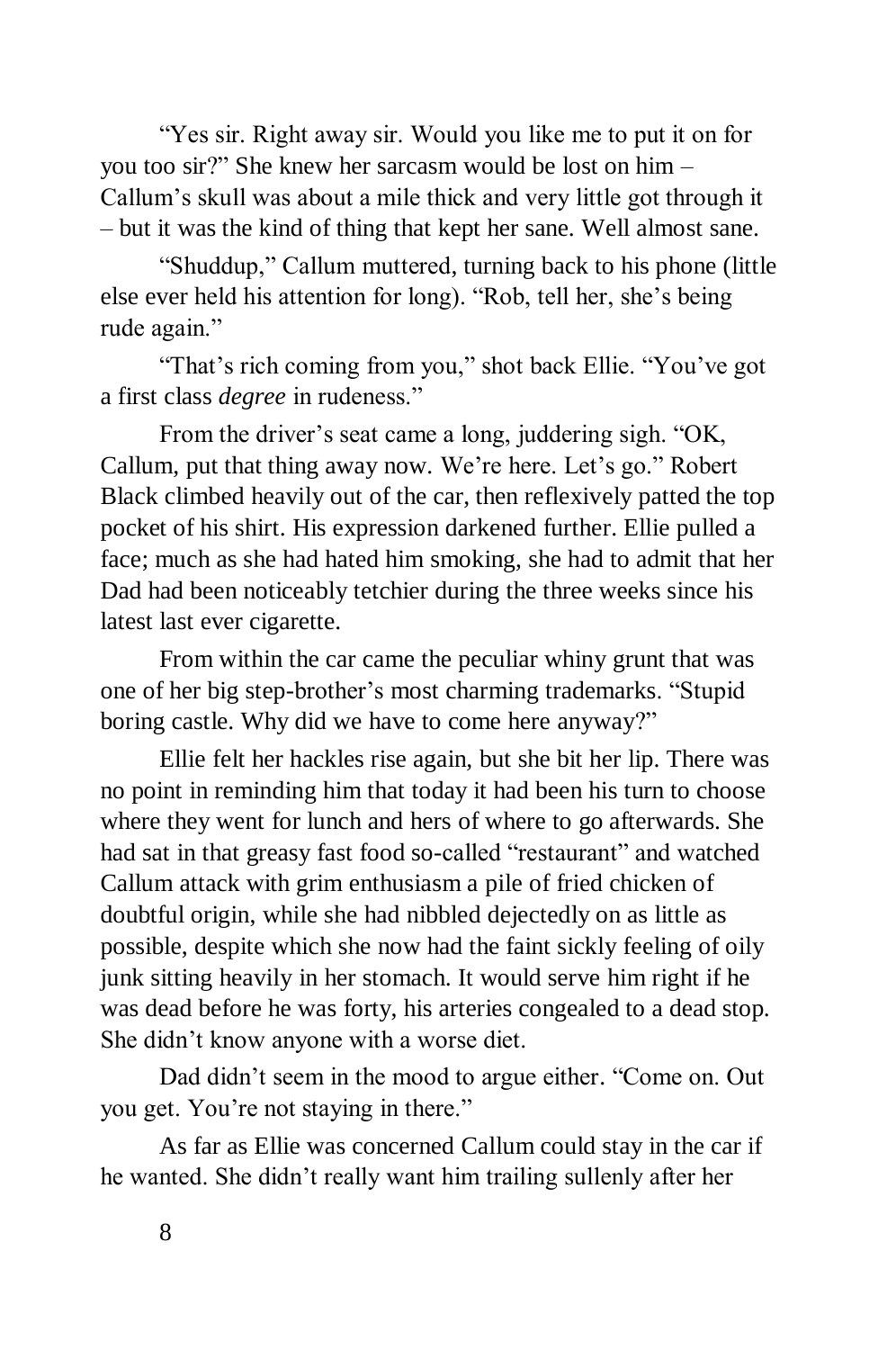"Yes sir. Right away sir. Would you like me to put it on for you too sir?" She knew her sarcasm would be lost on him – Callum's skull was about a mile thick and very little got through it – but it was the kind of thing that kept her sane. Well almost sane.

"Shuddup," Callum muttered, turning back to his phone (little else ever held his attention for long). "Rob, tell her, she's being rude again."

"That's rich coming from you," shot back Ellie. "You've got a first class *degree* in rudeness."

From the driver's seat came a long, juddering sigh. "OK, Callum, put that thing away now. We're here. Let's go." Robert Black climbed heavily out of the car, then reflexively patted the top pocket of his shirt. His expression darkened further. Ellie pulled a face; much as she had hated him smoking, she had to admit that her Dad had been noticeably tetchier during the three weeks since his latest last ever cigarette.

From within the car came the peculiar whiny grunt that was one of her big step-brother's most charming trademarks. "Stupid boring castle. Why did we have to come here anyway?"

Ellie felt her hackles rise again, but she bit her lip. There was no point in reminding him that today it had been his turn to choose where they went for lunch and hers of where to go afterwards. She had sat in that greasy fast food so-called "restaurant" and watched Callum attack with grim enthusiasm a pile of fried chicken of doubtful origin, while she had nibbled dejectedly on as little as possible, despite which she now had the faint sickly feeling of oily junk sitting heavily in her stomach. It would serve him right if he was dead before he was forty, his arteries congealed to a dead stop. She didn't know anyone with a worse diet.

Dad didn't seem in the mood to argue either. "Come on. Out you get. You're not staying in there."

As far as Ellie was concerned Callum could stay in the car if he wanted. She didn't really want him trailing sullenly after her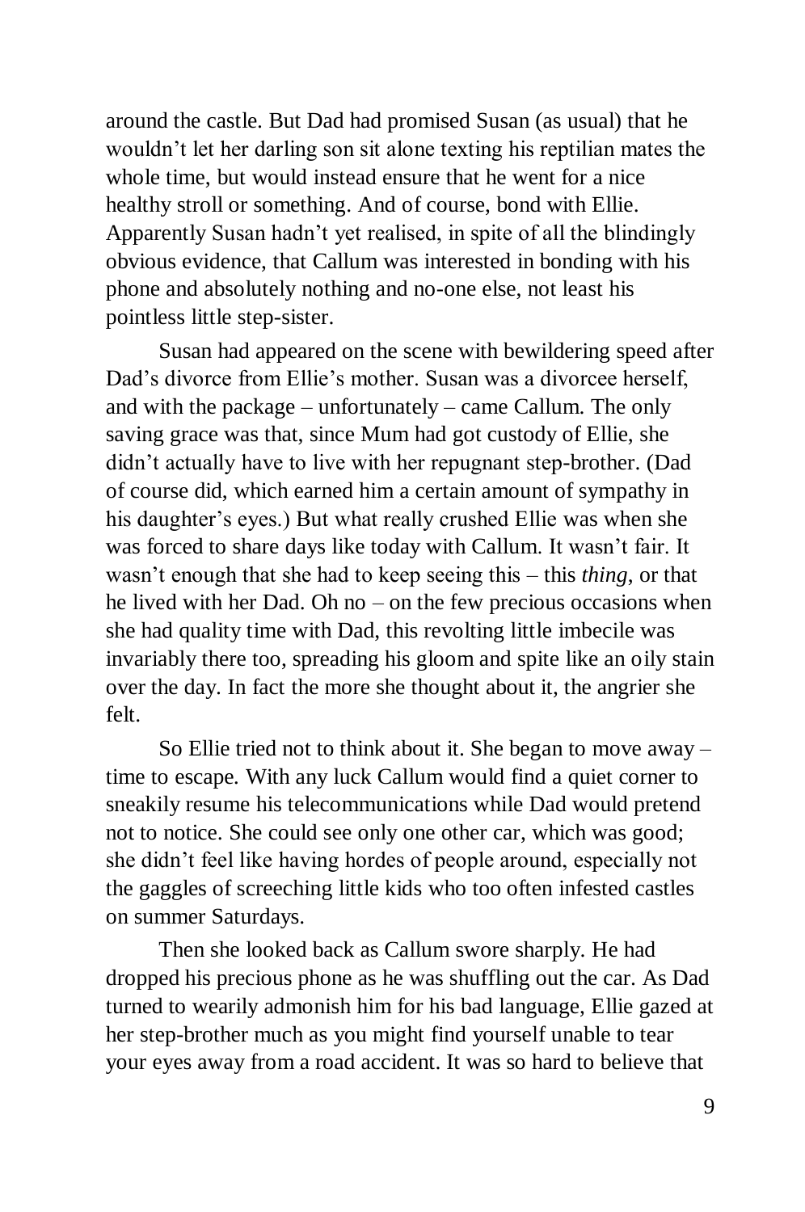around the castle. But Dad had promised Susan (as usual) that he wouldn't let her darling son sit alone texting his reptilian mates the whole time, but would instead ensure that he went for a nice healthy stroll or something. And of course, bond with Ellie. Apparently Susan hadn't yet realised, in spite of all the blindingly obvious evidence, that Callum was interested in bonding with his phone and absolutely nothing and no-one else, not least his pointless little step-sister.

Susan had appeared on the scene with bewildering speed after Dad's divorce from Ellie's mother. Susan was a divorcee herself, and with the package – unfortunately – came Callum. The only saving grace was that, since Mum had got custody of Ellie, she didn't actually have to live with her repugnant step-brother. (Dad of course did, which earned him a certain amount of sympathy in his daughter's eyes.) But what really crushed Ellie was when she was forced to share days like today with Callum. It wasn't fair. It wasn't enough that she had to keep seeing this – this *thing*, or that he lived with her Dad. Oh no – on the few precious occasions when she had quality time with Dad, this revolting little imbecile was invariably there too, spreading his gloom and spite like an oily stain over the day. In fact the more she thought about it, the angrier she felt.

So Ellie tried not to think about it. She began to move away – time to escape. With any luck Callum would find a quiet corner to sneakily resume his telecommunications while Dad would pretend not to notice. She could see only one other car, which was good; she didn't feel like having hordes of people around, especially not the gaggles of screeching little kids who too often infested castles on summer Saturdays.

Then she looked back as Callum swore sharply. He had dropped his precious phone as he was shuffling out the car. As Dad turned to wearily admonish him for his bad language, Ellie gazed at her step-brother much as you might find yourself unable to tear your eyes away from a road accident. It was so hard to believe that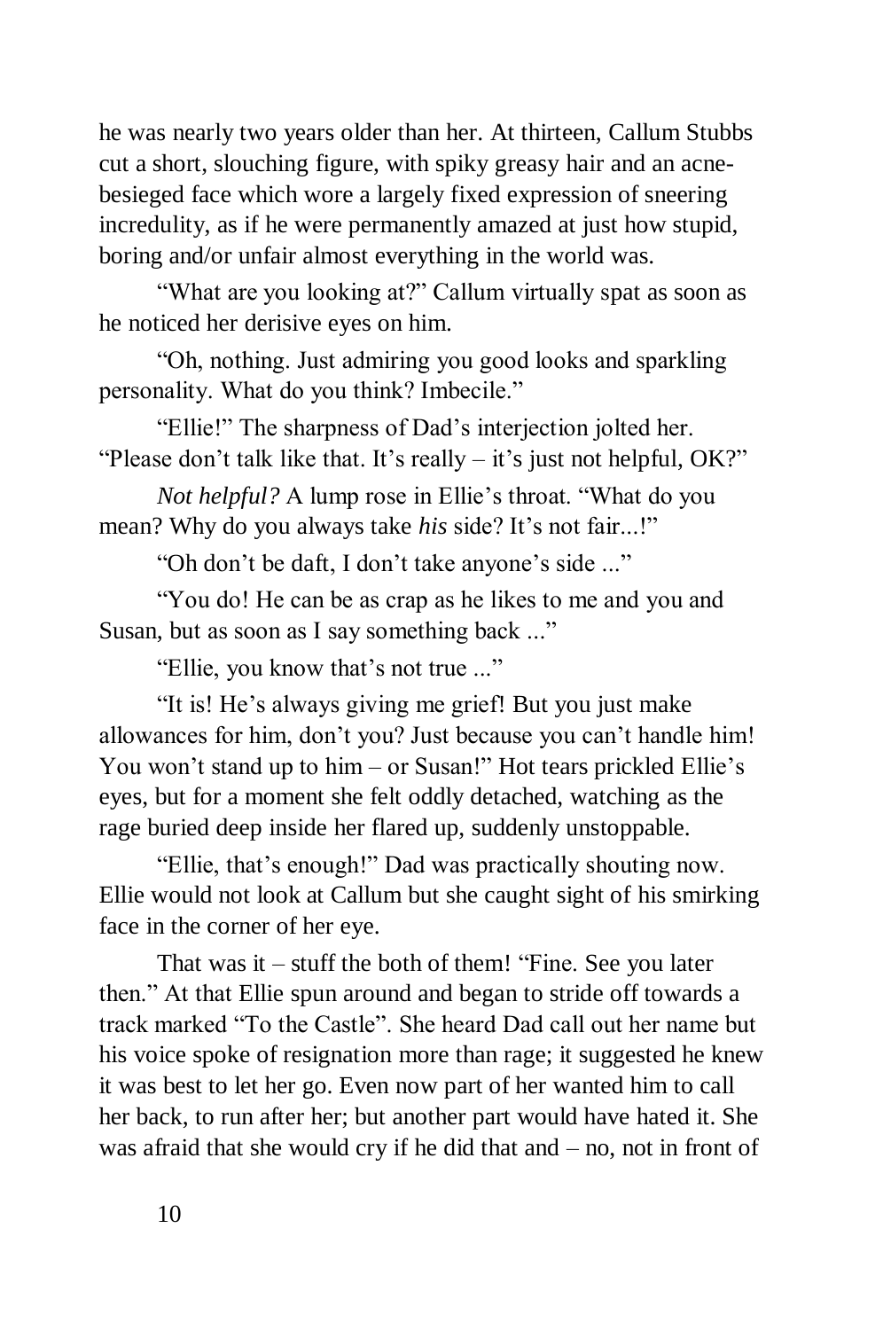he was nearly two years older than her. At thirteen, Callum Stubbs cut a short, slouching figure, with spiky greasy hair and an acne-besieged face which wore a largely fixed expression of sneering incredulity, as if he were permanently amazed at just how stupid, boring and/or unfair almost everything in the world was.

"What are you looking at?" Callum virtually spat as soon as he noticed her derisive eyes on him.

"Oh, nothing. Just admiring you good looks and sparkling personality. What do you think? Imbecile."

"Ellie!" The sharpness of Dad's interjection jolted her. "Please don't talk like that. It's really – it's just not helpful, OK?"

*Not helpful?* A lump rose in Ellie's throat. "What do you mean? Why do you always take *his* side? It's not fair...!"

"Oh don't be daft, I don't take anyone's side ..."

"You do! He can be as crap as he likes to me and you and Susan, but as soon as I say something back ..."

"Ellie, you know that's not true ..."

"It is! He's always giving me grief! But you just make allowances for him, don't you? Just because you can't handle him! You won't stand up to him – or Susan!" Hot tears prickled Ellie's eyes, but for a moment she felt oddly detached, watching as the rage buried deep inside her flared up, suddenly unstoppable.

"Ellie, that's enough!" Dad was practically shouting now. Ellie would not look at Callum but she caught sight of his smirking face in the corner of her eye.

That was it – stuff the both of them! "Fine. See you later then." At that Ellie spun around and began to stride off towards a track marked "To the Castle". She heard Dad call out her name but his voice spoke of resignation more than rage; it suggested he knew it was best to let her go. Even now part of her wanted him to call her back, to run after her; but another part would have hated it. She was afraid that she would cry if he did that and – no, not in front of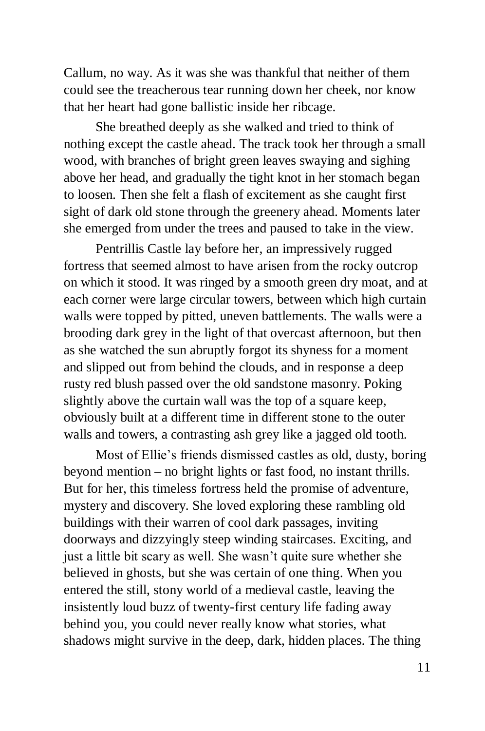Callum, no way. As it was she was thankful that neither of them could see the treacherous tear running down her cheek, nor know that her heart had gone ballistic inside her ribcage.

She breathed deeply as she walked and tried to think of nothing except the castle ahead. The track took her through a small wood, with branches of bright green leaves swaying and sighing above her head, and gradually the tight knot in her stomach began to loosen. Then she felt a flash of excitement as she caught first sight of dark old stone through the greenery ahead. Moments later she emerged from under the trees and paused to take in the view.

Pentrillis Castle lay before her, an impressively rugged fortress that seemed almost to have arisen from the rocky outcrop on which it stood. It was ringed by a smooth green dry moat, and at each corner were large circular towers, between which high curtain walls were topped by pitted, uneven battlements. The walls were a brooding dark grey in the light of that overcast afternoon, but then as she watched the sun abruptly forgot its shyness for a moment and slipped out from behind the clouds, and in response a deep rusty red blush passed over the old sandstone masonry. Poking slightly above the curtain wall was the top of a square keep, obviously built at a different time in different stone to the outer walls and towers, a contrasting ash grey like a jagged old tooth.

Most of Ellie's friends dismissed castles as old, dusty, boring beyond mention – no bright lights or fast food, no instant thrills. But for her, this timeless fortress held the promise of adventure, mystery and discovery. She loved exploring these rambling old buildings with their warren of cool dark passages, inviting doorways and dizzyingly steep winding staircases. Exciting, and just a little bit scary as well. She wasn't quite sure whether she believed in ghosts, but she was certain of one thing. When you entered the still, stony world of a medieval castle, leaving the insistently loud buzz of twenty-first century life fading away behind you, you could never really know what stories, what shadows might survive in the deep, dark, hidden places. The thing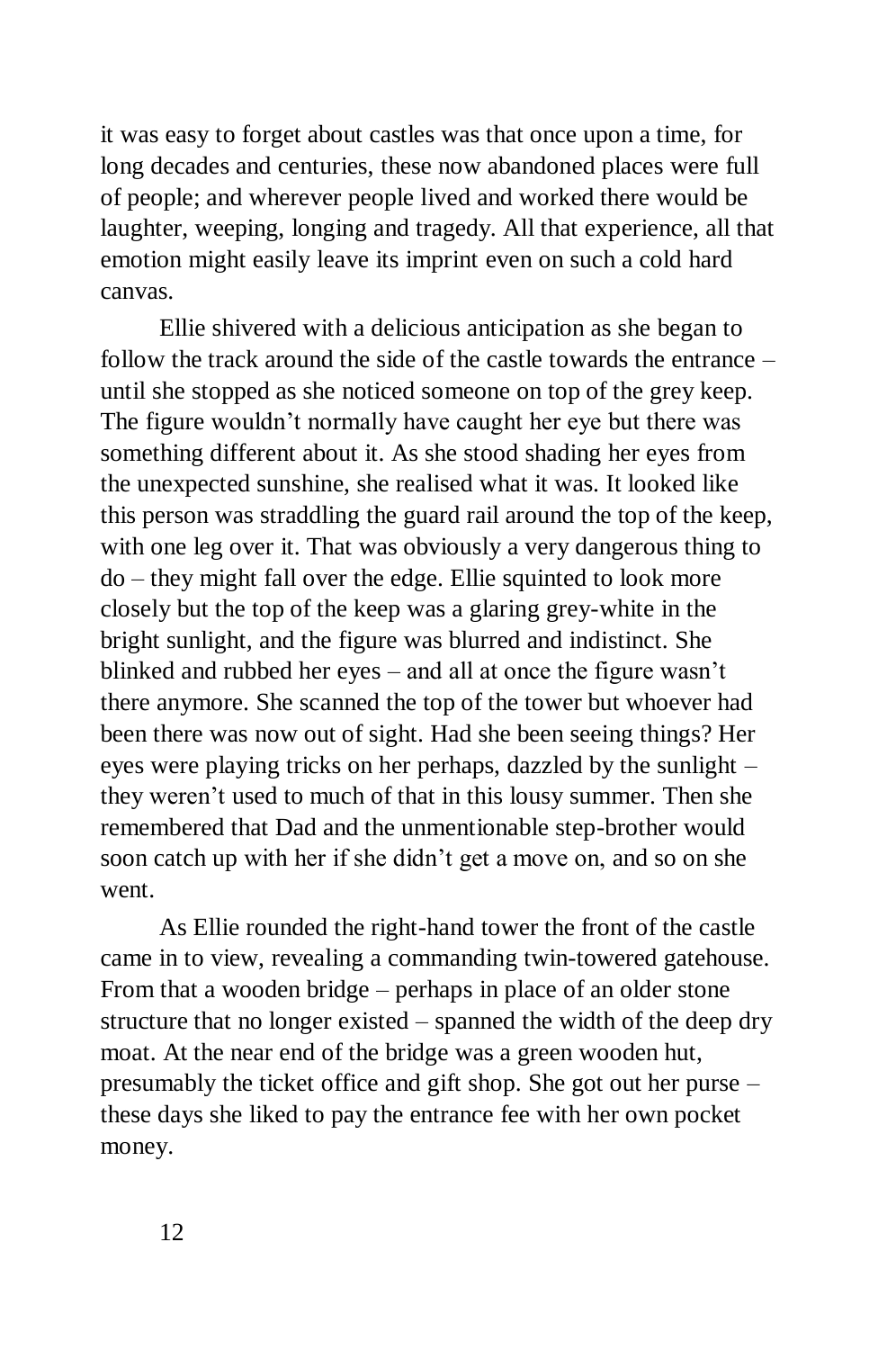it was easy to forget about castles was that once upon a time, for long decades and centuries, these now abandoned places were full of people; and wherever people lived and worked there would be laughter, weeping, longing and tragedy. All that experience, all that emotion might easily leave its imprint even on such a cold hard canvas.

Ellie shivered with a delicious anticipation as she began to follow the track around the side of the castle towards the entrance – until she stopped as she noticed someone on top of the grey keep. The figure wouldn't normally have caught her eye but there was something different about it. As she stood shading her eyes from the unexpected sunshine, she realised what it was. It looked like this person was straddling the guard rail around the top of the keep, with one leg over it. That was obviously a very dangerous thing to do – they might fall over the edge. Ellie squinted to look more closely but the top of the keep was a glaring grey-white in the bright sunlight, and the figure was blurred and indistinct. She blinked and rubbed her eyes – and all at once the figure wasn't there anymore. She scanned the top of the tower but whoever had been there was now out of sight. Had she been seeing things? Her eyes were playing tricks on her perhaps, dazzled by the sunlight – they weren't used to much of that in this lousy summer. Then she remembered that Dad and the unmentionable step-brother would soon catch up with her if she didn't get a move on, and so on she went.

As Ellie rounded the right-hand tower the front of the castle came in to view, revealing a commanding twin-towered gatehouse. From that a wooden bridge – perhaps in place of an older stone structure that no longer existed – spanned the width of the deep dry moat. At the near end of the bridge was a green wooden hut, presumably the ticket office and gift shop. She got out her purse – these days she liked to pay the entrance fee with her own pocket money.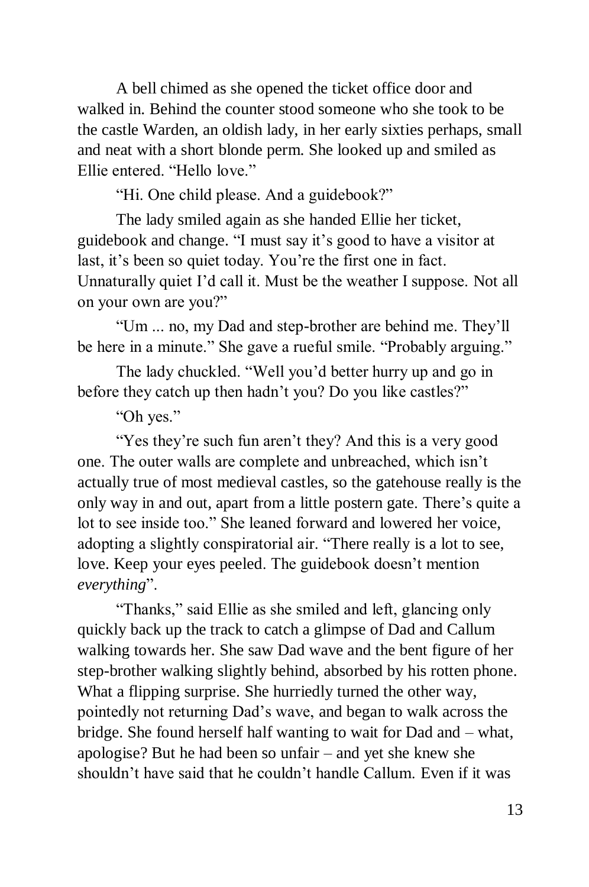A bell chimed as she opened the ticket office door and walked in. Behind the counter stood someone who she took to be the castle Warden, an oldish lady, in her early sixties perhaps, small and neat with a short blonde perm. She looked up and smiled as Ellie entered. "Hello love."

"Hi. One child please. And a guidebook?"

The lady smiled again as she handed Ellie her ticket, guidebook and change. "I must say it's good to have a visitor at last, it's been so quiet today. You're the first one in fact. Unnaturally quiet I'd call it. Must be the weather I suppose. Not all on your own are you?"

"Um ... no, my Dad and step-brother are behind me. They'll be here in a minute." She gave a rueful smile. "Probably arguing."

The lady chuckled. "Well you'd better hurry up and go in before they catch up then hadn't you? Do you like castles?"

"Oh yes."

"Yes they're such fun aren't they? And this is a very good one. The outer walls are complete and unbreached, which isn't actually true of most medieval castles, so the gatehouse really is the only way in and out, apart from a little postern gate. There's quite a lot to see inside too." She leaned forward and lowered her voice, adopting a slightly conspiratorial air. "There really is a lot to see, love. Keep your eyes peeled. The guidebook doesn't mention *everything*".

"Thanks," said Ellie as she smiled and left, glancing only quickly back up the track to catch a glimpse of Dad and Callum walking towards her. She saw Dad wave and the bent figure of her step-brother walking slightly behind, absorbed by his rotten phone. What a flipping surprise. She hurriedly turned the other way, pointedly not returning Dad's wave, and began to walk across the bridge. She found herself half wanting to wait for Dad and – what, apologise? But he had been so unfair – and yet she knew she shouldn't have said that he couldn't handle Callum. Even if it was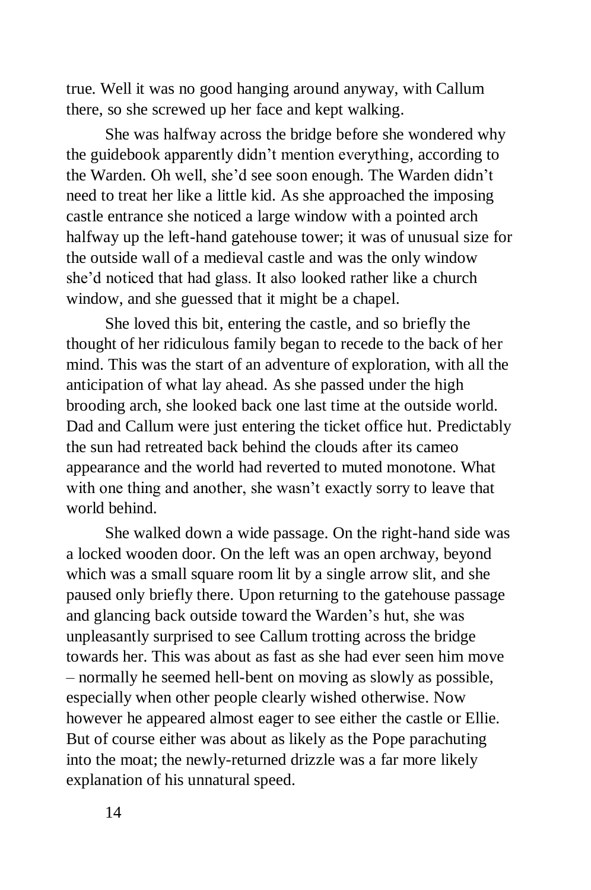true. Well it was no good hanging around anyway, with Callum there, so she screwed up her face and kept walking.

She was halfway across the bridge before she wondered why the guidebook apparently didn't mention everything, according to the Warden. Oh well, she'd see soon enough. The Warden didn't need to treat her like a little kid. As she approached the imposing castle entrance she noticed a large window with a pointed arch halfway up the left-hand gatehouse tower; it was of unusual size for the outside wall of a medieval castle and was the only window she'd noticed that had glass. It also looked rather like a church window, and she guessed that it might be a chapel.

She loved this bit, entering the castle, and so briefly the thought of her ridiculous family began to recede to the back of her mind. This was the start of an adventure of exploration, with all the anticipation of what lay ahead. As she passed under the high brooding arch, she looked back one last time at the outside world. Dad and Callum were just entering the ticket office hut. Predictably the sun had retreated back behind the clouds after its cameo appearance and the world had reverted to muted monotone. What with one thing and another, she wasn't exactly sorry to leave that world behind.

She walked down a wide passage. On the right-hand side was a locked wooden door. On the left was an open archway, beyond which was a small square room lit by a single arrow slit, and she paused only briefly there. Upon returning to the gatehouse passage and glancing back outside toward the Warden's hut, she was unpleasantly surprised to see Callum trotting across the bridge towards her. This was about as fast as she had ever seen him move – normally he seemed hell-bent on moving as slowly as possible, especially when other people clearly wished otherwise. Now however he appeared almost eager to see either the castle or Ellie. But of course either was about as likely as the Pope parachuting into the moat; the newly-returned drizzle was a far more likely explanation of his unnatural speed.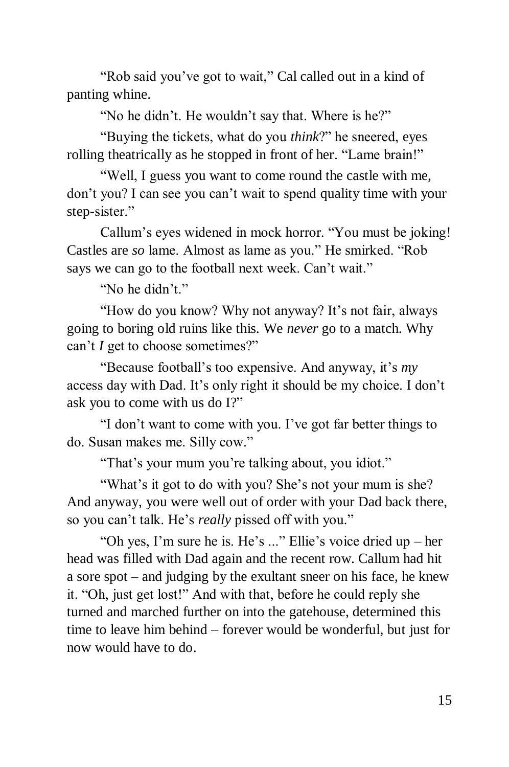"Rob said you've got to wait," Cal called out in a kind of panting whine.

"No he didn't. He wouldn't say that. Where is he?"

"Buying the tickets, what do you *think*?" he sneered, eyes rolling theatrically as he stopped in front of her. "Lame brain!"

"Well, I guess you want to come round the castle with me, don't you? I can see you can't wait to spend quality time with your step-sister."

Callum's eyes widened in mock horror. "You must be joking! Castles are *so* lame. Almost as lame as you." He smirked. "Rob says we can go to the football next week. Can't wait."

"No he didn't."

"How do you know? Why not anyway? It's not fair, always going to boring old ruins like this. We *never* go to a match. Why can't *I* get to choose sometimes?"

"Because football's too expensive. And anyway, it's *my* access day with Dad. It's only right it should be my choice. I don't ask you to come with us do I?"

"I don't want to come with you. I've got far better things to do. Susan makes me. Silly cow."

"That's your mum you're talking about, you idiot."

"What's it got to do with you? She's not your mum is she? And anyway, you were well out of order with your Dad back there, so you can't talk. He's *really* pissed off with you."

"Oh yes, I'm sure he is. He's ..." Ellie's voice dried up – her head was filled with Dad again and the recent row. Callum had hit a sore spot – and judging by the exultant sneer on his face, he knew it. "Oh, just get lost!" And with that, before he could reply she turned and marched further on into the gatehouse, determined this time to leave him behind – forever would be wonderful, but just for now would have to do.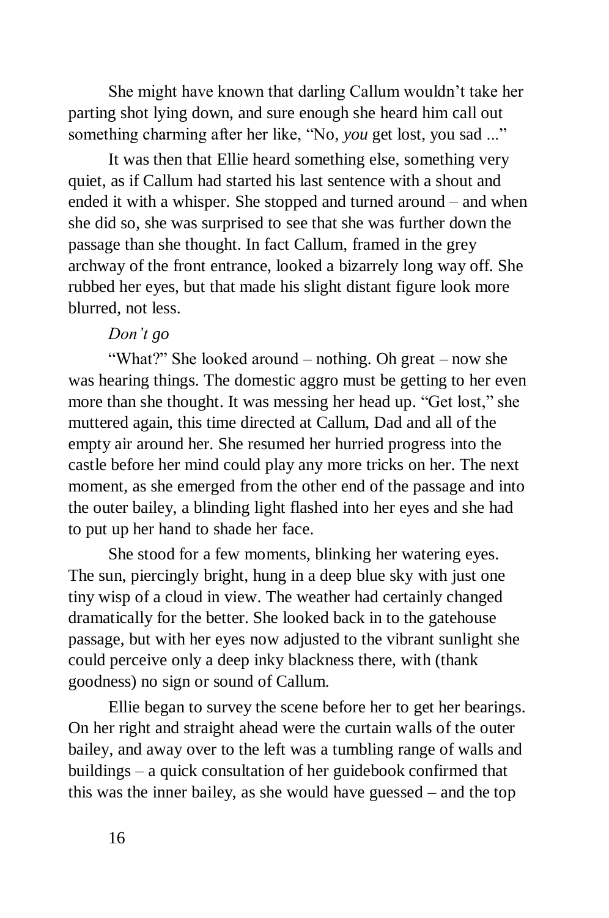She might have known that darling Callum wouldn't take her parting shot lying down, and sure enough she heard him call out something charming after her like, "No, *you* get lost, you sad ..."

It was then that Ellie heard something else, something very quiet, as if Callum had started his last sentence with a shout and ended it with a whisper. She stopped and turned around – and when she did so, she was surprised to see that she was further down the passage than she thought. In fact Callum, framed in the grey archway of the front entrance, looked a bizarrely long way off. She rubbed her eyes, but that made his slight distant figure look more blurred, not less.

*Don't go*

"What?" She looked around – nothing. Oh great – now she was hearing things. The domestic aggro must be getting to her even more than she thought. It was messing her head up. "Get lost," she muttered again, this time directed at Callum, Dad and all of the empty air around her. She resumed her hurried progress into the castle before her mind could play any more tricks on her. The next moment, as she emerged from the other end of the passage and into the outer bailey, a blinding light flashed into her eyes and she had to put up her hand to shade her face.

She stood for a few moments, blinking her watering eyes. The sun, piercingly bright, hung in a deep blue sky with just one tiny wisp of a cloud in view. The weather had certainly changed dramatically for the better. She looked back in to the gatehouse passage, but with her eyes now adjusted to the vibrant sunlight she could perceive only a deep inky blackness there, with (thank goodness) no sign or sound of Callum.

Ellie began to survey the scene before her to get her bearings. On her right and straight ahead were the curtain walls of the outer bailey, and away over to the left was a tumbling range of walls and buildings – a quick consultation of her guidebook confirmed that this was the inner bailey, as she would have guessed – and the top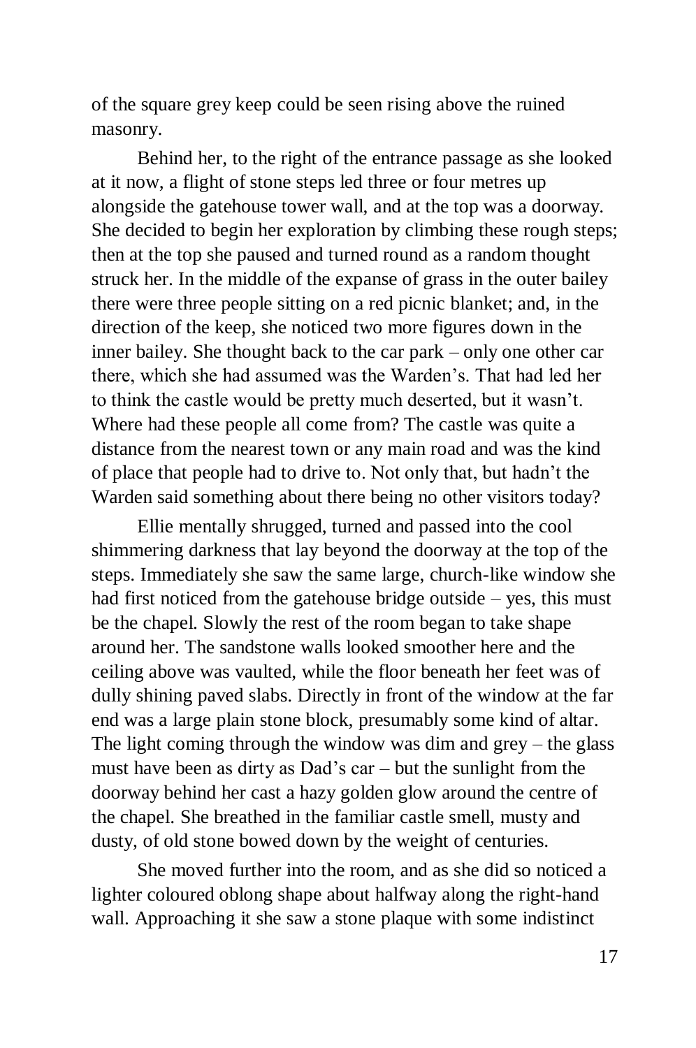of the square grey keep could be seen rising above the ruined masonry.

Behind her, to the right of the entrance passage as she looked at it now, a flight of stone steps led three or four metres up alongside the gatehouse tower wall, and at the top was a doorway. She decided to begin her exploration by climbing these rough steps; then at the top she paused and turned round as a random thought struck her. In the middle of the expanse of grass in the outer bailey there were three people sitting on a red picnic blanket; and, in the direction of the keep, she noticed two more figures down in the inner bailey. She thought back to the car park – only one other car there, which she had assumed was the Warden's. That had led her to think the castle would be pretty much deserted, but it wasn't. Where had these people all come from? The castle was quite a distance from the nearest town or any main road and was the kind of place that people had to drive to. Not only that, but hadn't the Warden said something about there being no other visitors today?

Ellie mentally shrugged, turned and passed into the cool shimmering darkness that lay beyond the doorway at the top of the steps. Immediately she saw the same large, church-like window she had first noticed from the gatehouse bridge outside – yes, this must be the chapel. Slowly the rest of the room began to take shape around her. The sandstone walls looked smoother here and the ceiling above was vaulted, while the floor beneath her feet was of dully shining paved slabs. Directly in front of the window at the far end was a large plain stone block, presumably some kind of altar. The light coming through the window was dim and grey – the glass must have been as dirty as Dad's car – but the sunlight from the doorway behind her cast a hazy golden glow around the centre of the chapel. She breathed in the familiar castle smell, musty and dusty, of old stone bowed down by the weight of centuries.

She moved further into the room, and as she did so noticed a lighter coloured oblong shape about halfway along the right-hand wall. Approaching it she saw a stone plaque with some indistinct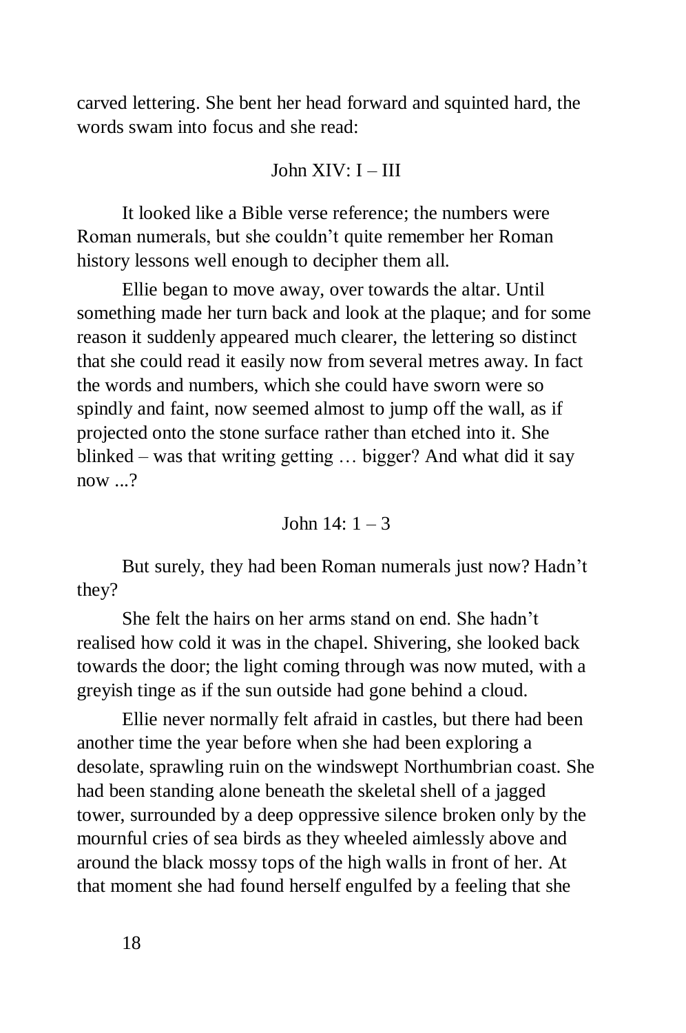carved lettering. She bent her head forward and squinted hard, the words swam into focus and she read:

John XIV: I – III

It looked like a Bible verse reference; the numbers were Roman numerals, but she couldn't quite remember her Roman history lessons well enough to decipher them all.

Ellie began to move away, over towards the altar. Until something made her turn back and look at the plaque; and for some reason it suddenly appeared much clearer, the lettering so distinct that she could read it easily now from several metres away. In fact the words and numbers, which she could have sworn were so spindly and faint, now seemed almost to jump off the wall, as if projected onto the stone surface rather than etched into it. She blinked – was that writing getting … bigger? And what did it say now ...?

John 14: 1 – 3

But surely, they had been Roman numerals just now? Hadn't they?

She felt the hairs on her arms stand on end. She hadn't realised how cold it was in the chapel. Shivering, she looked back towards the door; the light coming through was now muted, with a greyish tinge as if the sun outside had gone behind a cloud.

Ellie never normally felt afraid in castles, but there had been another time the year before when she had been exploring a desolate, sprawling ruin on the windswept Northumbrian coast. She had been standing alone beneath the skeletal shell of a jagged tower, surrounded by a deep oppressive silence broken only by the mournful cries of sea birds as they wheeled aimlessly above and around the black mossy tops of the high walls in front of her. At that moment she had found herself engulfed by a feeling that she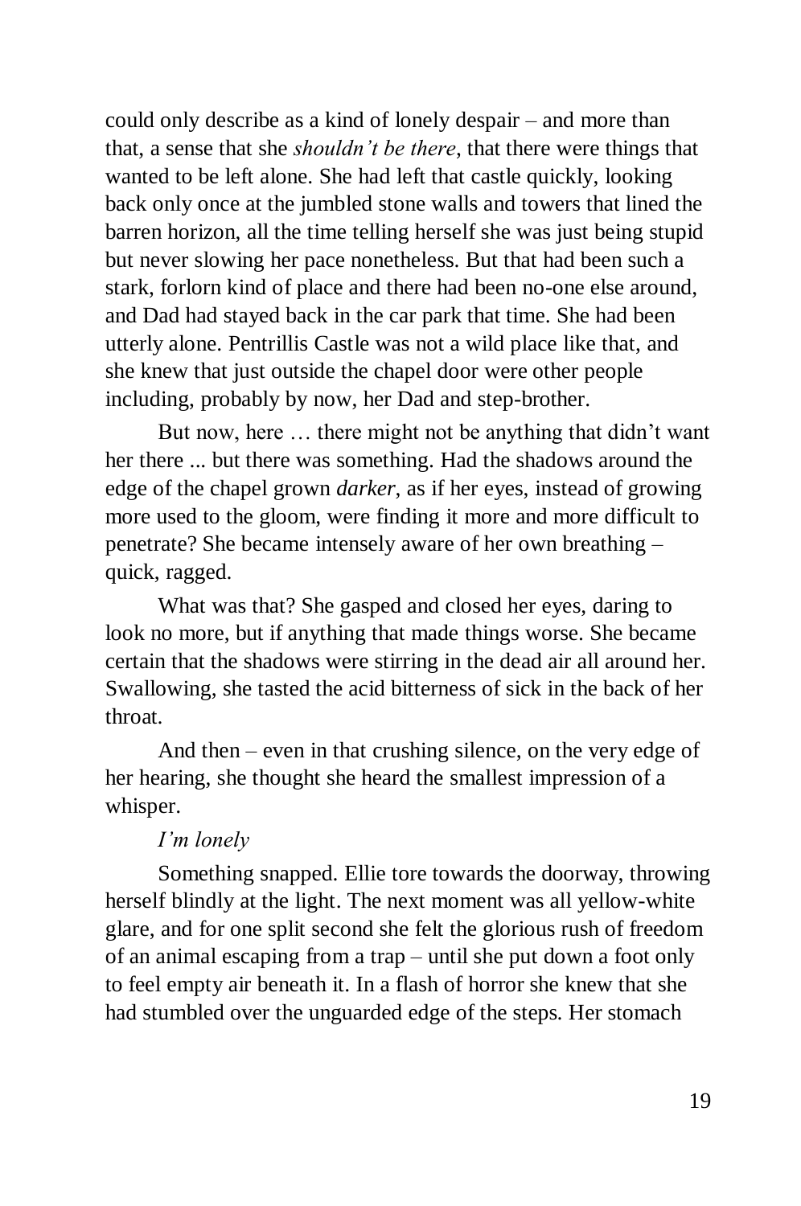could only describe as a kind of lonely despair – and more than that, a sense that she *shouldn't be there*, that there were things that wanted to be left alone. She had left that castle quickly, looking back only once at the jumbled stone walls and towers that lined the barren horizon, all the time telling herself she was just being stupid but never slowing her pace nonetheless. But that had been such a stark, forlorn kind of place and there had been no-one else around, and Dad had stayed back in the car park that time. She had been utterly alone. Pentrillis Castle was not a wild place like that, and she knew that just outside the chapel door were other people including, probably by now, her Dad and step-brother.

But now, here … there might not be anything that didn't want her there ... but there was something. Had the shadows around the edge of the chapel grown *darker*, as if her eyes, instead of growing more used to the gloom, were finding it more and more difficult to penetrate? She became intensely aware of her own breathing – quick, ragged.

What was that? She gasped and closed her eyes, daring to look no more, but if anything that made things worse. She became certain that the shadows were stirring in the dead air all around her. Swallowing, she tasted the acid bitterness of sick in the back of her throat.

And then – even in that crushing silence, on the very edge of her hearing, she thought she heard the smallest impression of a whisper.

*I'm lonely*

Something snapped. Ellie tore towards the doorway, throwing herself blindly at the light. The next moment was all yellow-white glare, and for one split second she felt the glorious rush of freedom of an animal escaping from a trap – until she put down a foot only to feel empty air beneath it. In a flash of horror she knew that she had stumbled over the unguarded edge of the steps. Her stomach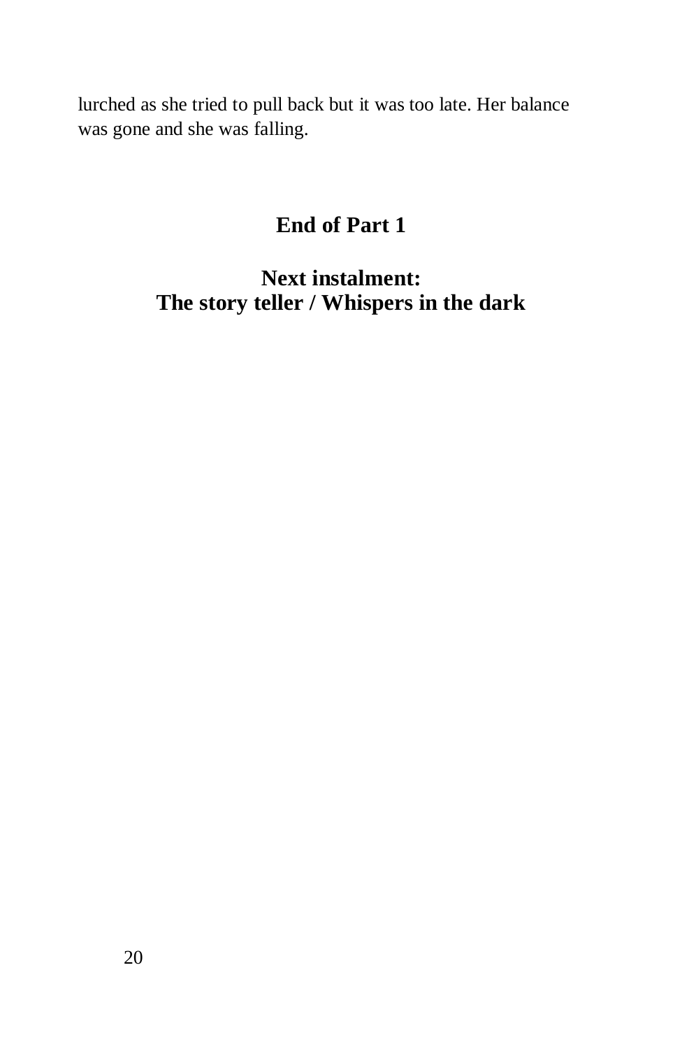lurched as she tried to pull back but it was too late. Her balance was gone and she was falling.

**End of Part 1**

**Next instalment:**
**The story teller / Whispers in the dark**